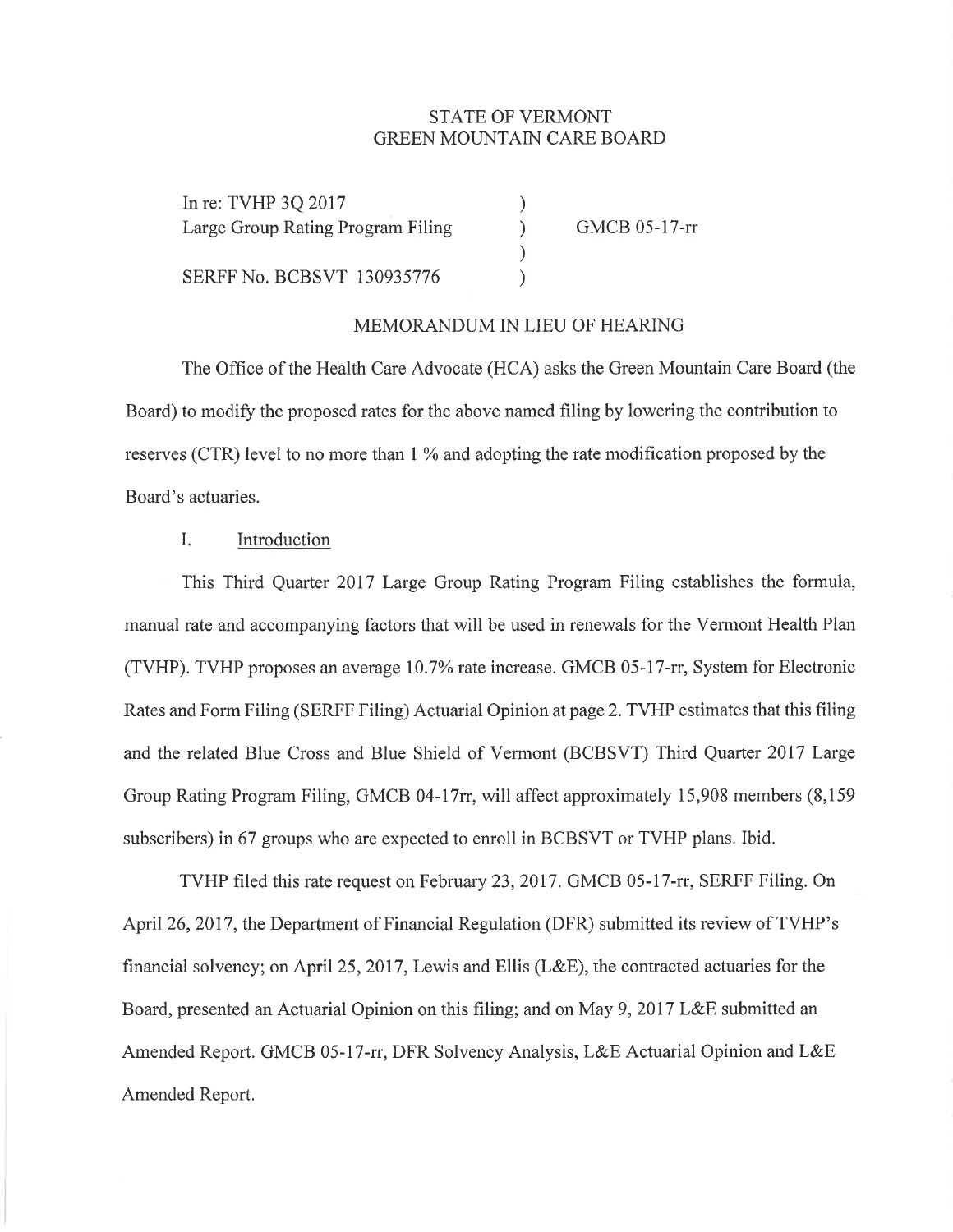STATE OF VERMONT
GREEN MOUNTAIN CARE BOARD

In re: TVHP 3Q 2017 )
Large Group Rating Program Filing ) GMCB 05-17-rr
)
SERFF No. BCBSVT 130935776 )

MEMORANDUM IN LIEU OF HEARING

The Office of the Health Care Advocate (HCA) asks the Green Mountain Care Board (the Board) to modify the proposed rates for the above named filing by lowering the contribution to reserves (CTR) level to no more than 1 % and adopting the rate modification proposed by the Board's actuaries.

## I. Introduction

This Third Quarter 2017 Large Group Rating Program Filing establishes the formula, manual rate and accompanying factors that will be used in renewals for the Vermont Health Plan (TVHP). TVHP proposes an average 10.7% rate increase. GMCB 05-17-rr, System for Electronic Rates and Form Filing (SERFF Filing) Actuarial Opinion at page 2. TVHP estimates that this filing and the related Blue Cross and Blue Shield of Vermont (BCBSVT) Third Quarter 2017 Large Group Rating Program Filing, GMCB 04-17rr, will affect approximately 15,908 members (8,159 subscribers) in 67 groups who are expected to enroll in BCBSVT or TVHP plans. Ibid.

TVHP filed this rate request on February 23, 2017. GMCB 05-17-rr, SERFF Filing. On April 26, 2017, the Department of Financial Regulation (DFR) submitted its review of TVHP's financial solvency; on April 25, 2017, Lewis and Ellis (L&E), the contracted actuaries for the Board, presented an Actuarial Opinion on this filing; and on May 9, 2017 L&E submitted an Amended Report. GMCB 05-17-rr, DFR Solvency Analysis, L&E Actuarial Opinion and L&E Amended Report.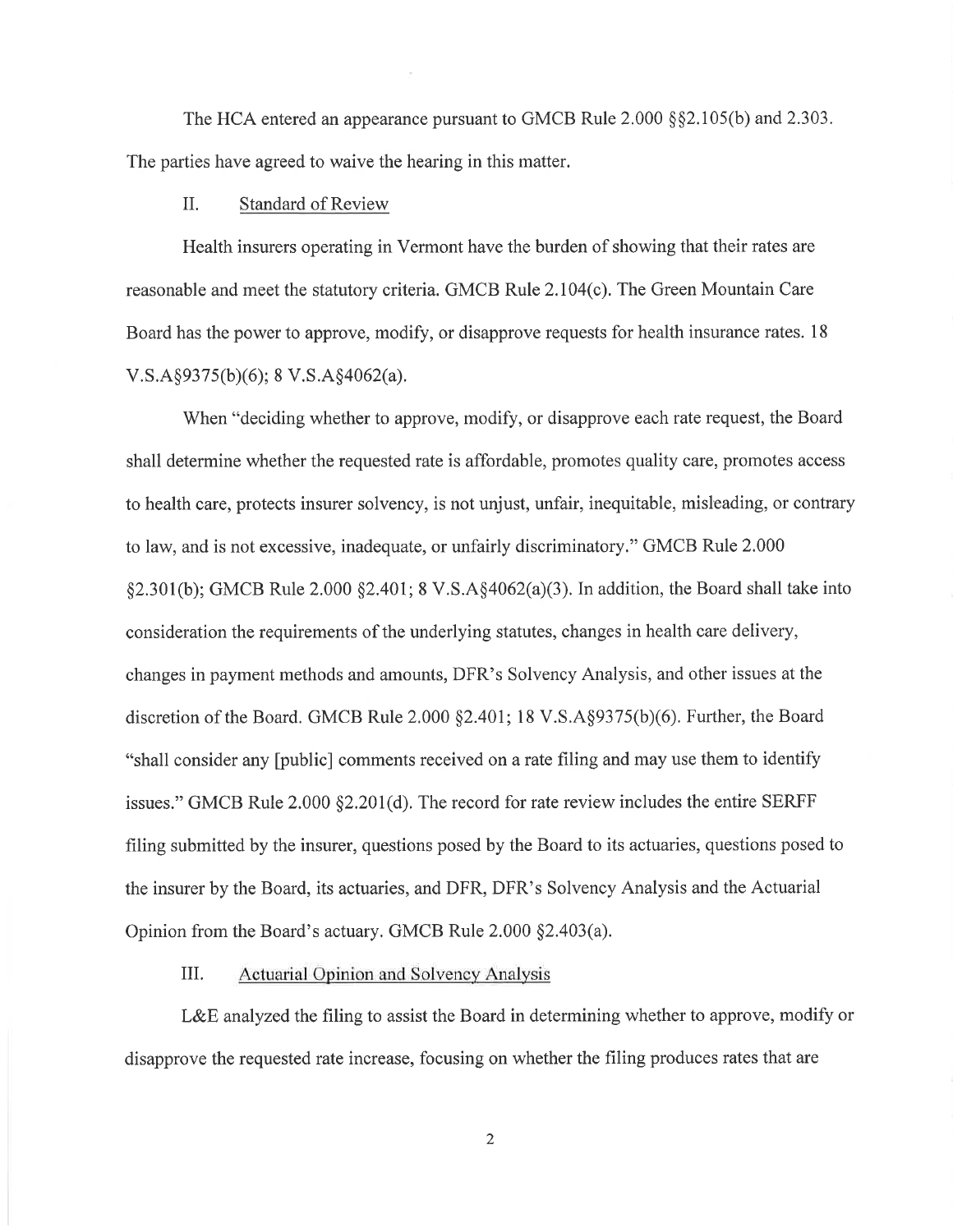The HCA entered an appearance pursuant to GMCB Rule 2.000 §§2.105(b) and 2.303. The parties have agreed to waive the hearing in this matter.

## II. Standard of Review

Health insurers operating in Vermont have the burden of showing that their rates are reasonable and meet the statutory criteria. GMCB Rule 2.104(c). The Green Mountain Care Board has the power to approve, modify, or disapprove requests for health insurance rates. 18 V.S.A§9375(b)(6); 8 V.S.A§4062(a).

When "deciding whether to approve, modify, or disapprove each rate request, the Board shall determine whether the requested rate is affordable, promotes quality care, promotes access to health care, protects insurer solvency, is not unjust, unfair, inequitable, misleading, or contrary to law, and is not excessive, inadequate, or unfairly discriminatory." GMCB Rule 2.000 §2.301(b); GMCB Rule 2.000 §2.401; 8 V.S.A§4062(a)(3). In addition, the Board shall take into consideration the requirements of the underlying statutes, changes in health care delivery, changes in payment methods and amounts, DFR's Solvency Analysis, and other issues at the discretion of the Board. GMCB Rule 2.000 §2.401; 18 V.S.A§9375(b)(6). Further, the Board "shall consider any [public] comments received on a rate filing and may use them to identify issues." GMCB Rule 2.000 §2.201(d). The record for rate review includes the entire SERFF filing submitted by the insurer, questions posed by the Board to its actuaries, questions posed to the insurer by the Board, its actuaries, and DFR, DFR's Solvency Analysis and the Actuarial Opinion from the Board's actuary. GMCB Rule 2.000 §2.403(a).

## III. Actuarial Opinion and Solvency Analysis

L&E analyzed the filing to assist the Board in determining whether to approve, modify or disapprove the requested rate increase, focusing on whether the filing produces rates that are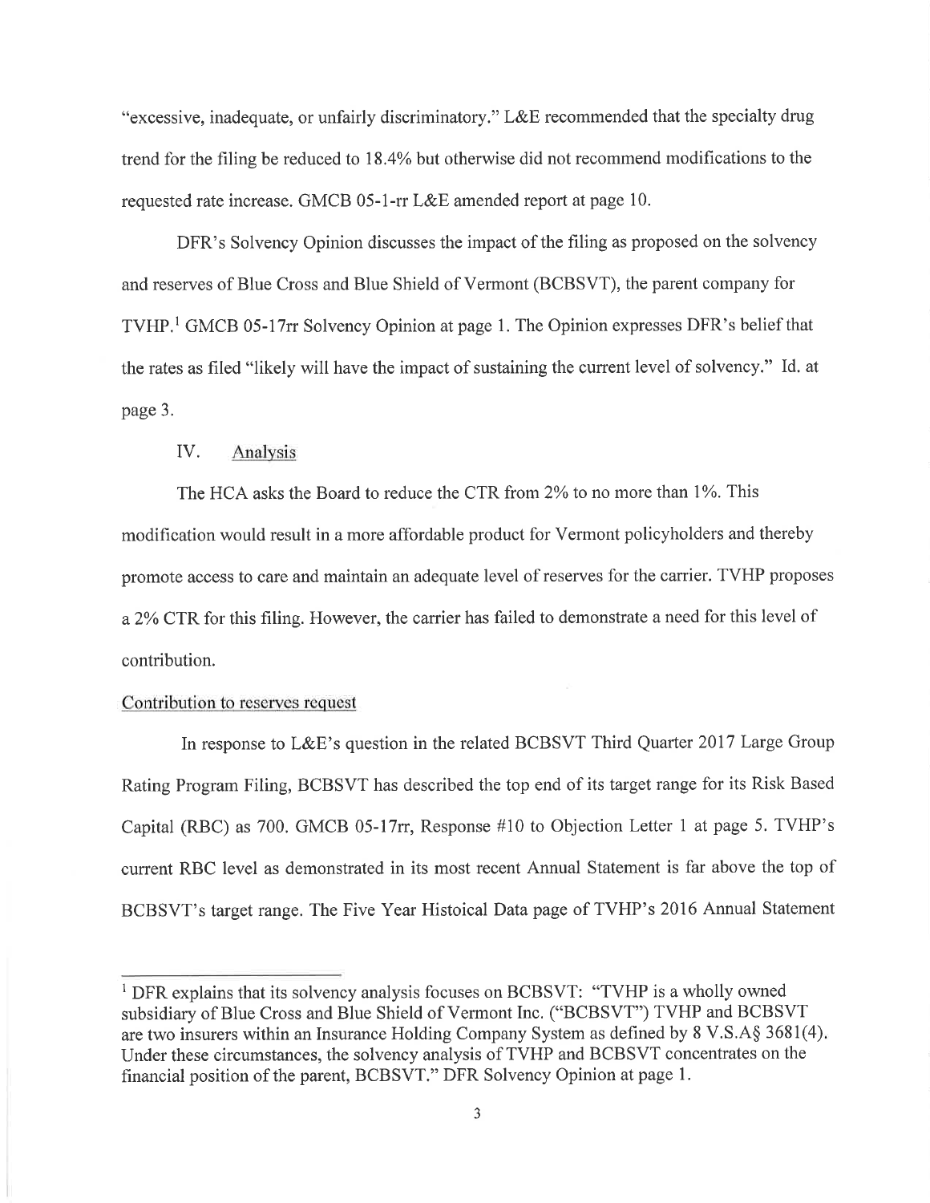"excessive, inadequate, or unfairly discriminatory." L&E recommended that the specialty drug trend for the filing be reduced to 18.4% but otherwise did not recommend modifications to the requested rate increase. GMCB 05-1-rr L&E amended report at page 10.

DFR's Solvency Opinion discusses the impact of the filing as proposed on the solvency and reserves of Blue Cross and Blue Shield of Vermont (BCBSVT), the parent company for TVHP.[1] GMCB 05-17rr Solvency Opinion at page 1. The Opinion expresses DFR's belief that the rates as filed "likely will have the impact of sustaining the current level of solvency." Id. at page 3.

## IV. Analysis

The HCA asks the Board to reduce the CTR from 2% to no more than 1%. This modification would result in a more affordable product for Vermont policyholders and thereby promote access to care and maintain an adequate level of reserves for the carrier. TVHP proposes a 2% CTR for this filing. However, the carrier has failed to demonstrate a need for this level of contribution.

### Contribution to reserves request

In response to L&E's question in the related BCBSVT Third Quarter 2017 Large Group Rating Program Filing, BCBSVT has described the top end of its target range for its Risk Based Capital (RBC) as 700. GMCB 05-17rr, Response #10 to Objection Letter 1 at page 5. TVHP's current RBC level as demonstrated in its most recent Annual Statement is far above the top of BCBSVT's target range. The Five Year Histoical Data page of TVHP's 2016 Annual Statement

---

[1] DFR explains that its solvency analysis focuses on BCBSVT: "TVHP is a wholly owned subsidiary of Blue Cross and Blue Shield of Vermont Inc. ("BCBSVT") TVHP and BCBSVT are two insurers within an Insurance Holding Company System as defined by 8 V.S.A§ 3681(4). Under these circumstances, the solvency analysis of TVHP and BCBSVT concentrates on the financial position of the parent, BCBSVT." DFR Solvency Opinion at page 1.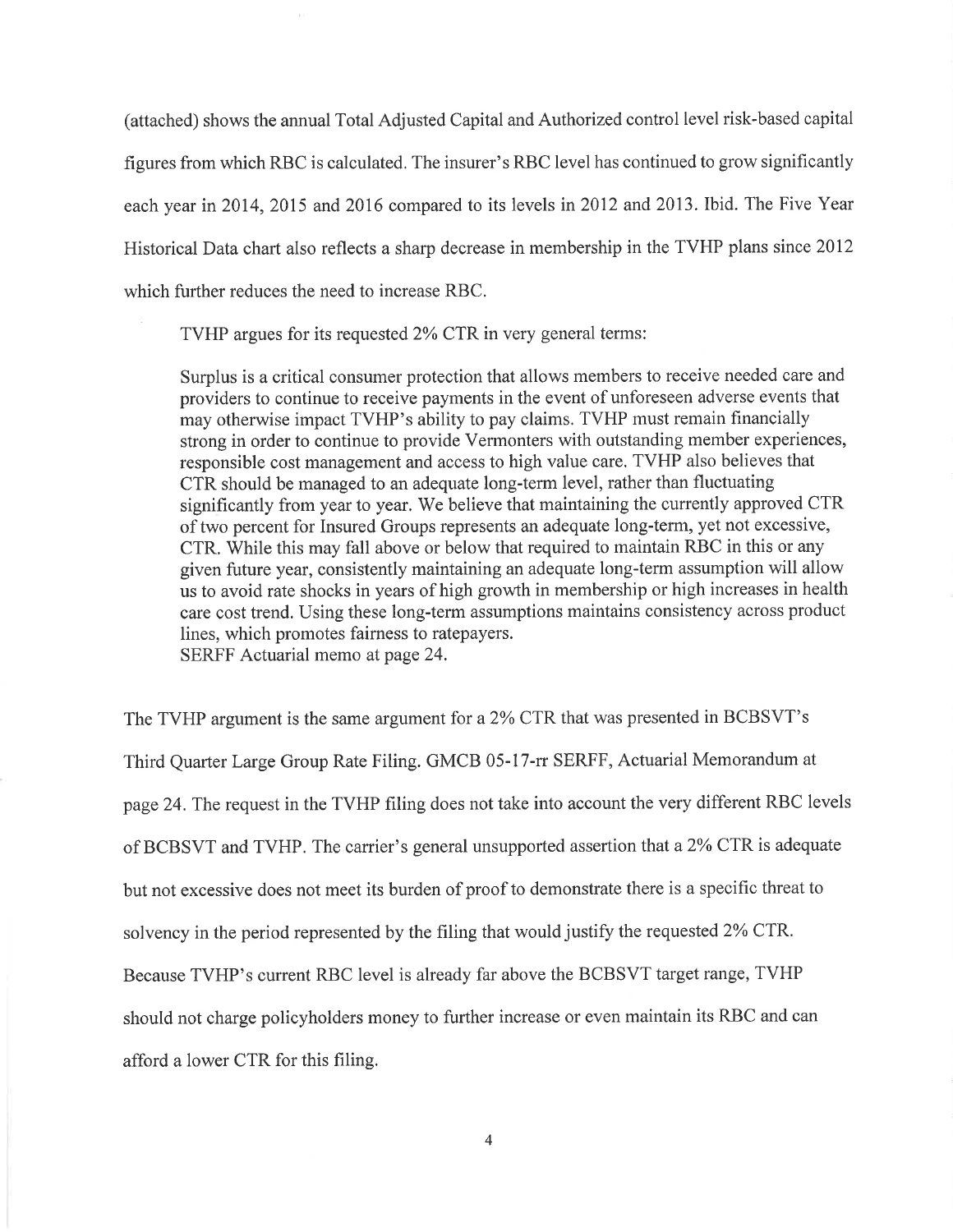(attached) shows the annual Total Adjusted Capital and Authorized control level risk-based capital figures from which RBC is calculated. The insurer's RBC level has continued to grow significantly each year in 2014, 2015 and 2016 compared to its levels in 2012 and 2013. Ibid. The Five Year Historical Data chart also reflects a sharp decrease in membership in the TVHP plans since 2012 which further reduces the need to increase RBC.

TVHP argues for its requested 2% CTR in very general terms:

> Surplus is a critical consumer protection that allows members to receive needed care and providers to continue to receive payments in the event of unforeseen adverse events that may otherwise impact TVHP's ability to pay claims. TVHP must remain financially strong in order to continue to provide Vermonters with outstanding member experiences, responsible cost management and access to high value care. TVHP also believes that CTR should be managed to an adequate long-term level, rather than fluctuating significantly from year to year. We believe that maintaining the currently approved CTR of two percent for Insured Groups represents an adequate long-term, yet not excessive, CTR. While this may fall above or below that required to maintain RBC in this or any given future year, consistently maintaining an adequate long-term assumption will allow us to avoid rate shocks in years of high growth in membership or high increases in health care cost trend. Using these long-term assumptions maintains consistency across product lines, which promotes fairness to ratepayers.
> SERFF Actuarial memo at page 24.

The TVHP argument is the same argument for a 2% CTR that was presented in BCBSVT's Third Quarter Large Group Rate Filing. GMCB 05-17-rr SERFF, Actuarial Memorandum at page 24. The request in the TVHP filing does not take into account the very different RBC levels of BCBSVT and TVHP. The carrier's general unsupported assertion that a 2% CTR is adequate but not excessive does not meet its burden of proof to demonstrate there is a specific threat to solvency in the period represented by the filing that would justify the requested 2% CTR. Because TVHP's current RBC level is already far above the BCBSVT target range, TVHP should not charge policyholders money to further increase or even maintain its RBC and can afford a lower CTR for this filing.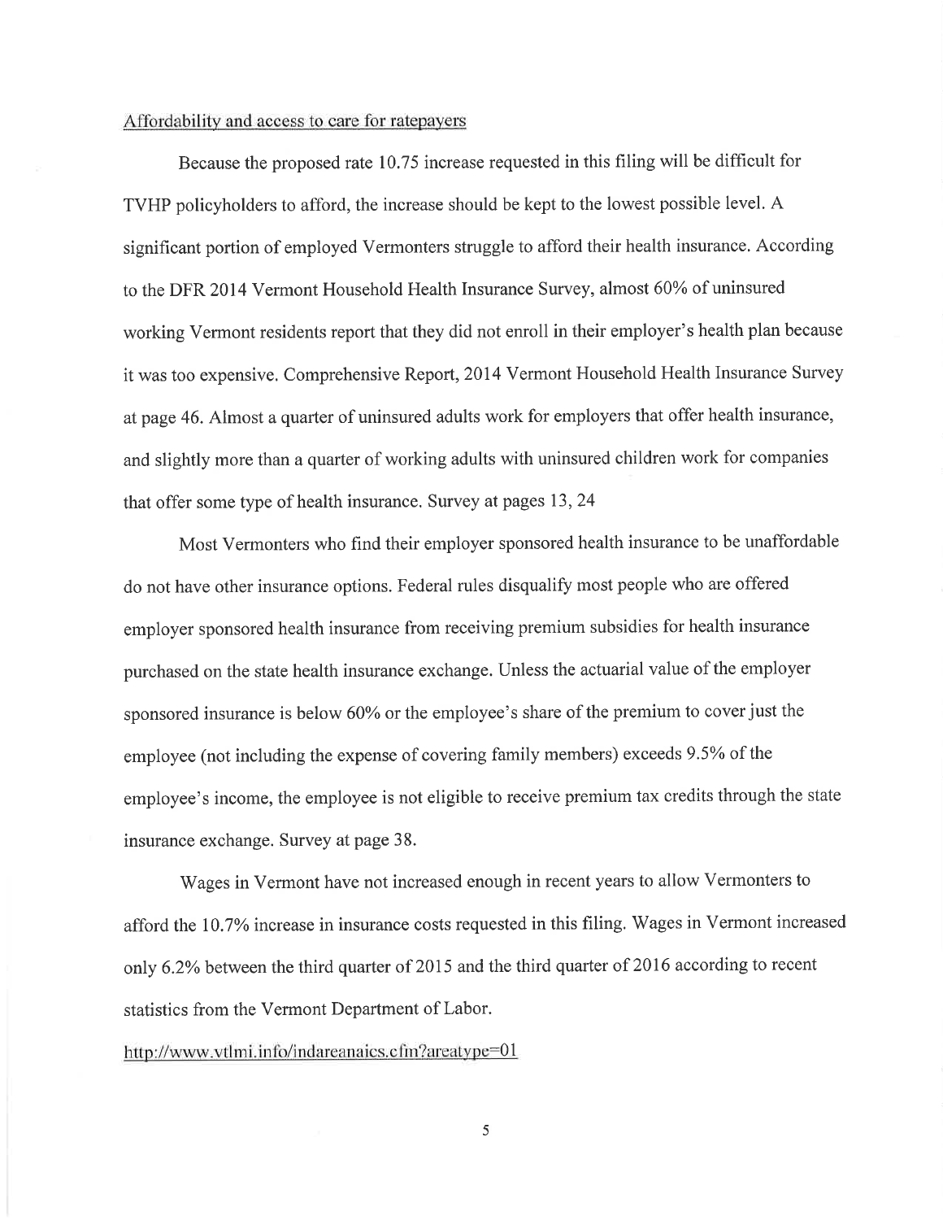Affordability and access to care for ratepayers

Because the proposed rate 10.75 increase requested in this filing will be difficult for TVHP policyholders to afford, the increase should be kept to the lowest possible level. A significant portion of employed Vermonters struggle to afford their health insurance. According to the DFR 2014 Vermont Household Health Insurance Survey, almost 60% of uninsured working Vermont residents report that they did not enroll in their employer's health plan because it was too expensive. Comprehensive Report, 2014 Vermont Household Health Insurance Survey at page 46. Almost a quarter of uninsured adults work for employers that offer health insurance, and slightly more than a quarter of working adults with uninsured children work for companies that offer some type of health insurance. Survey at pages 13, 24

Most Vermonters who find their employer sponsored health insurance to be unaffordable do not have other insurance options. Federal rules disqualify most people who are offered employer sponsored health insurance from receiving premium subsidies for health insurance purchased on the state health insurance exchange. Unless the actuarial value of the employer sponsored insurance is below 60% or the employee's share of the premium to cover just the employee (not including the expense of covering family members) exceeds 9.5% of the employee's income, the employee is not eligible to receive premium tax credits through the state insurance exchange. Survey at page 38.

Wages in Vermont have not increased enough in recent years to allow Vermonters to afford the 10.7% increase in insurance costs requested in this filing. Wages in Vermont increased only 6.2% between the third quarter of 2015 and the third quarter of 2016 according to recent statistics from the Vermont Department of Labor.

http://www.vtlmi.info/indareanaics.cfm?areatype=01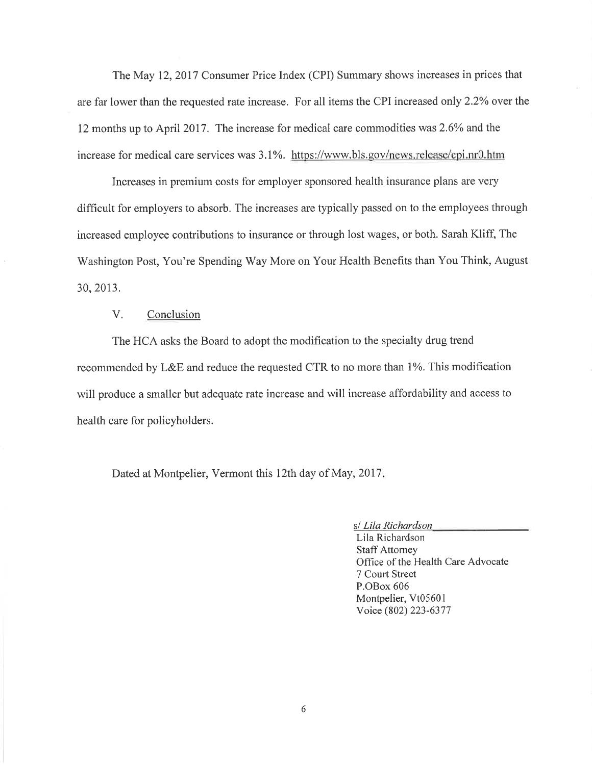The May 12, 2017 Consumer Price Index (CPI) Summary shows increases in prices that are far lower than the requested rate increase. For all items the CPI increased only 2.2% over the 12 months up to April 2017. The increase for medical care commodities was 2.6% and the increase for medical care services was 3.1%. https://www.bls.gov/news.release/cpi.nr0.htm

Increases in premium costs for employer sponsored health insurance plans are very difficult for employers to absorb. The increases are typically passed on to the employees through increased employee contributions to insurance or through lost wages, or both. Sarah Kliff, The Washington Post, You're Spending Way More on Your Health Benefits than You Think, August 30, 2013.

## V. Conclusion

The HCA asks the Board to adopt the modification to the specialty drug trend recommended by L&E and reduce the requested CTR to no more than 1%. This modification will produce a smaller but adequate rate increase and will increase affordability and access to health care for policyholders.

Dated at Montpelier, Vermont this 12th day of May, 2017.

s/ *Lila Richardson*
Lila Richardson
Staff Attorney
Office of the Health Care Advocate
7 Court Street
P.OBox 606
Montpelier, Vt05601
Voice (802) 223-6377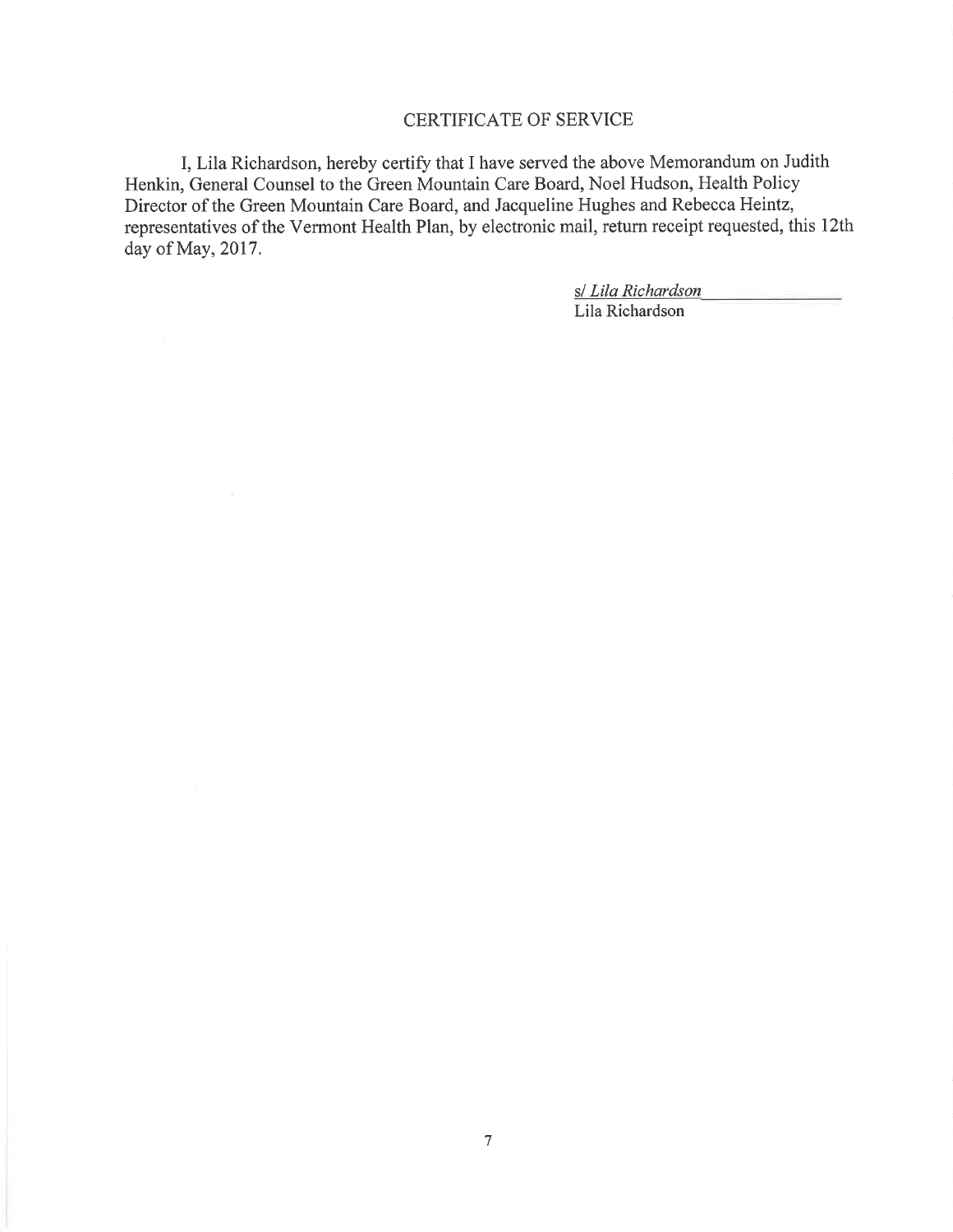## CERTIFICATE OF SERVICE

I, Lila Richardson, hereby certify that I have served the above Memorandum on Judith Henkin, General Counsel to the Green Mountain Care Board, Noel Hudson, Health Policy Director of the Green Mountain Care Board, and Jacqueline Hughes and Rebecca Heintz, representatives of the Vermont Health Plan, by electronic mail, return receipt requested, this 12th day of May, 2017.

*s/ Lila Richardson*
Lila Richardson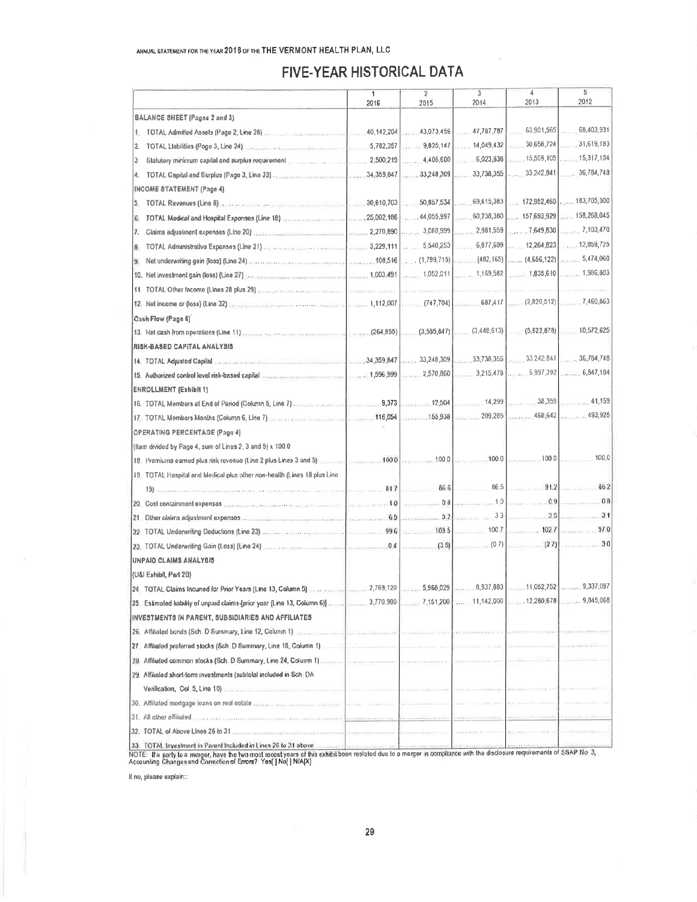ANNUAL STATEMENT FOR THE YEAR 2016 OF THE THE VERMONT HEALTH PLAN, LLC

# FIVE-YEAR HISTORICAL DATA

| | 1<br>2016 | 2<br>2015 | 3<br>2014 | 4<br>2013 | 5<br>2012 |
|---|---|---|---|---|---|
| **BALANCE SHEET (Pages 2 and 3)** | | | | | |
| 1. TOTAL Admitted Assets (Page 2, Line 28) | 40,142,204 | 43,073,456 | 47,787,787 | 63,901,565 | 68,403,931 |
| 2. TOTAL Liabilities (Page 3, Line 24) | 5,782,357 | 9,825,147 | 14,049,432 | 30,658,724 | 31,619,183 |
| 3. Statutory minimum capital and surplus requirement | 2,500,219 | 4,405,600 | 6,023,838 | 15,509,105 | 15,317,104 |
| 4. TOTAL Capital and Surplus (Page 3, Line 33) | 34,359,847 | 33,248,309 | 33,738,355 | 33,242,841 | 36,784,748 |
| **INCOME STATEMENT (Page 4)** | | | | | |
| 5. TOTAL Revenues (Line 8) | 30,610,703 | 50,857,534 | 69,615,383 | 172,952,460 | 183,705,300 |
| 6. TOTAL Medical and Hospital Expenses (Line 18) | 25,002,166 | 44,055,997 | 60,238,380 | 157,693,929 | 158,268,045 |
| 7. Claims adjustment expenses (Line 20) | 2,270,890 | 3,060,999 | 2,981,559 | 7,649,830 | 7,103,470 |
| 8. TOTAL Administrative Expenses (Line 21) | 3,229,111 | 5,540,253 | 6,877,609 | 12,264,823 | 12,859,725 |
| 9. Net underwriting gain (loss) (Line 24) | 108,516 | (1,799,715) | (482,165) | (4,656,122) | 5,474,060 |
| 10. Net investment gain (loss) (Line 27) | 1,003,491 | 1,052,011 | 1,169,582 | 1,835,610 | 1,986,803 |
| 11. TOTAL Other Income (Lines 28 plus 29) | | | | | |
| 12. Net income or (loss) (Line 32) | 1,112,007 | (747,704) | 687,417 | (2,820,512) | 7,460,863 |
| **Cash Flow (Page 6)** | | | | | |
| 13. Net cash from operations (Line 11) | (264,855) | (3,595,847) | (3,448,613) | (5,622,878) | 10,572,625 |
| **RISK-BASED CAPITAL ANALYSIS** | | | | | |
| 14. TOTAL Adjusted Capital | 34,359,847 | 33,248,309 | 33,738,355 | 33,242,841 | 36,784,748 |
| 15. Authorized control level risk-based capital | 1,596,999 | 2,570,860 | 3,215,478 | 6,997,392 | 6,847,184 |
| **ENROLLMENT (Exhibit 1)** | | | | | |
| 16. TOTAL Members at End of Period (Column 5, Line 7) | 9,373 | 12,504 | 14,299 | 38,359 | 41,159 |
| 17. TOTAL Members Months (Column 6, Line 7) | 116,054 | 155,938 | 209,285 | 468,642 | 493,925 |
| **OPERATING PERCENTAGE (Page 4)** | | | | | |
| (Item divided by Page 4, sum of Lines 2, 3 and 5) x 100.0 | | | | | |
| 18. Premiums earned plus risk revenue (Line 2 plus Lines 3 and 5) | 100.0 | 100.0 | 100.0 | 100.0 | 100.0 |
| 19. TOTAL Hospital and Medical plus other non-health (Lines 18 plus Line 19) | 81.7 | 86.6 | 86.5 | 91.2 | 86.2 |
| 20. Cost containment expenses | 1.0 | 0.8 | 1.0 | 0.9 | 0.8 |
| 21. Other claims adjustment expenses | 6.5 | 5.2 | 3.3 | 3.5 | 3.1 |
| 22. TOTAL Underwriting Deductions (Line 23) | 99.6 | 103.5 | 100.7 | 102.7 | 97.0 |
| 23. TOTAL Underwriting Gain (Loss) (Line 24) | 0.4 | (3.5) | (0.7) | (2.7) | 3.0 |
| **UNPAID CLAIMS ANALYSIS** | | | | | |
| (U&I Exhibit, Part 2B) | | | | | |
| 24. TOTAL Claims Incurred for Prior Years (Line 13, Column 5) | 2,769,120 | 5,966,029 | 8,937,883 | 11,052,752 | 9,337,097 |
| 25. Estimated liability of unpaid claims-[prior year (Line 13, Column 6)] | 3,770,900 | 7,151,200 | 11,142,000 | 12,280,678 | 9,845,068 |
| **INVESTMENTS IN PARENT, SUBSIDIARIES AND AFFILIATES** | | | | | |
| 26. Affiliated bonds (Sch. D Summary, Line 12, Column 1) | | | | | |
| 27. Affiliated preferred stocks (Sch. D Summary, Line 18, Column 1) | | | | | |
| 28. Affiliated common stocks (Sch. D Summary, Line 24, Column 1) | | | | | |
| 29. Affiliated short-term investments (subtotal included in Sch. DA Verification, Col. 5, Line 10) | | | | | |
| 30. Affiliated mortgage loans on real estate | | | | | |
| 31. All other affiliated | | | | | |
| 32. TOTAL of Above Lines 26 to 31 | | | | | |
| 33. TOTAL Investment in Parent Included in Lines 26 to 31 above | | | | | |

NOTE: If a party to a merger, have the two most recent years of this exhibit been restated due to a merger in compliance with the disclosure requirements of SSAP No. 3, Accounting Changes and Correction of Errors? Yes[ ] No[ ] N/A[X]

If no, please explain::